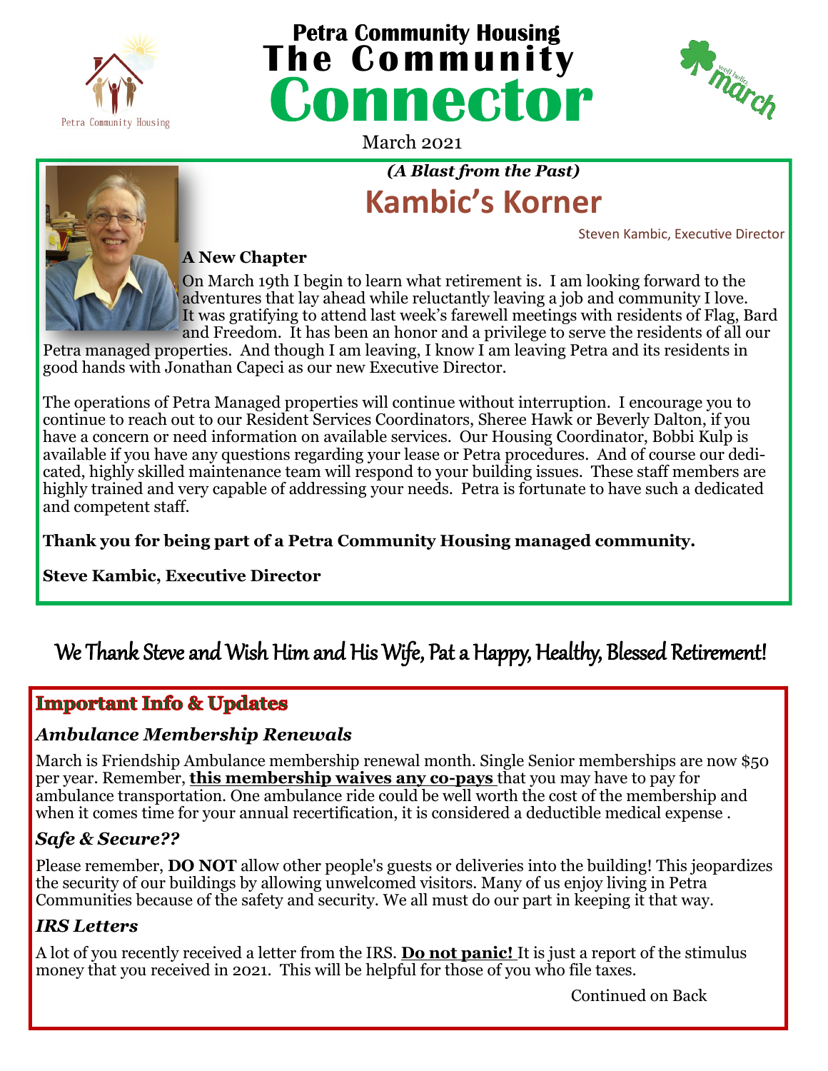# Petra Community Housing
# The Community Connector

March 2021

*(A Blast from the Past)*

## Kambic's Korner

Steven Kambic, Executive Director

**A New Chapter**

On March 19th I begin to learn what retirement is. I am looking forward to the adventures that lay ahead while reluctantly leaving a job and community I love. It was gratifying to attend last week's farewell meetings with residents of Flag, Bard and Freedom. It has been an honor and a privilege to serve the residents of all our Petra managed properties. And though I am leaving, I know I am leaving Petra and its residents in good hands with Jonathan Capeci as our new Executive Director.

The operations of Petra Managed properties will continue without interruption. I encourage you to continue to reach out to our Resident Services Coordinators, Sheree Hawk or Beverly Dalton, if you have a concern or need information on available services. Our Housing Coordinator, Bobbi Kulp is available if you have any questions regarding your lease or Petra procedures. And of course our dedicated, highly skilled maintenance team will respond to your building issues. These staff members are highly trained and very capable of addressing your needs. Petra is fortunate to have such a dedicated and competent staff.

**Thank you for being part of a Petra Community Housing managed community.**

**Steve Kambic, Executive Director**

We Thank Steve and Wish Him and His Wife, Pat a Happy, Healthy, Blessed Retirement!

## Important Info & Updates

### *Ambulance Membership Renewals*

March is Friendship Ambulance membership renewal month. Single Senior memberships are now $50 per year. Remember, **this membership waives any co-pays** that you may have to pay for ambulance transportation. One ambulance ride could be well worth the cost of the membership and when it comes time for your annual recertification, it is considered a deductible medical expense .

### *Safe & Secure??*

Please remember, **DO NOT** allow other people's guests or deliveries into the building! This jeopardizes the security of our buildings by allowing unwelcomed visitors. Many of us enjoy living in Petra Communities because of the safety and security. We all must do our part in keeping it that way.

### *IRS Letters*

A lot of you recently received a letter from the IRS. **Do not panic!** It is just a report of the stimulus money that you received in 2021. This will be helpful for those of you who file taxes.

Continued on Back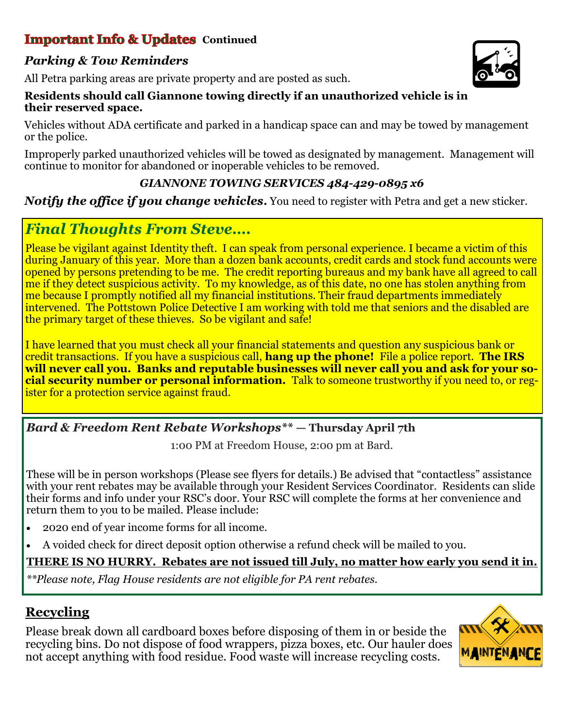## Important Info & Updates Continued

### *Parking & Tow Reminders*

All Petra parking areas are private property and are posted as such.

**Residents should call Giannone towing directly if an unauthorized vehicle is in their reserved space.**

Vehicles without ADA certificate and parked in a handicap space can and may be towed by management or the police.

Improperly parked unauthorized vehicles will be towed as designated by management. Management will continue to monitor for abandoned or inoperable vehicles to be removed.

***GIANNONE TOWING SERVICES 484-429-0895 x6***

***Notify the office if you change vehicles.*** You need to register with Petra and get a new sticker.

## *Final Thoughts From Steve....*

Please be vigilant against Identity theft. I can speak from personal experience. I became a victim of this during January of this year. More than a dozen bank accounts, credit cards and stock fund accounts were opened by persons pretending to be me. The credit reporting bureaus and my bank have all agreed to call me if they detect suspicious activity. To my knowledge, as of this date, no one has stolen anything from me because I promptly notified all my financial institutions. Their fraud departments immediately intervened. The Pottstown Police Detective I am working with told me that seniors and the disabled are the primary target of these thieves. So be vigilant and safe!

I have learned that you must check all your financial statements and question any suspicious bank or credit transactions. If you have a suspicious call, **hang up the phone!** File a police report. **The IRS will never call you. Banks and reputable businesses will never call you and ask for your social security number or personal information.** Talk to someone trustworthy if you need to, or register for a protection service against fraud.

### *Bard & Freedom Rent Rebate Workshops*** — **Thursday April 7th**

1:00 PM at Freedom House, 2:00 pm at Bard.

These will be in person workshops (Please see flyers for details.) Be advised that "contactless" assistance with your rent rebates may be available through your Resident Services Coordinator. Residents can slide their forms and info under your RSC's door. Your RSC will complete the forms at her convenience and return them to you to be mailed. Please include:

- 2020 end of year income forms for all income.
- A voided check for direct deposit option otherwise a refund check will be mailed to you.

**THERE IS NO HURRY. Rebates are not issued till July, no matter how early you send it in.**

*\*\*Please note, Flag House residents are not eligible for PA rent rebates.*

## Recycling

Please break down all cardboard boxes before disposing of them in or beside the recycling bins. Do not dispose of food wrappers, pizza boxes, etc. Our hauler does not accept anything with food residue. Food waste will increase recycling costs.